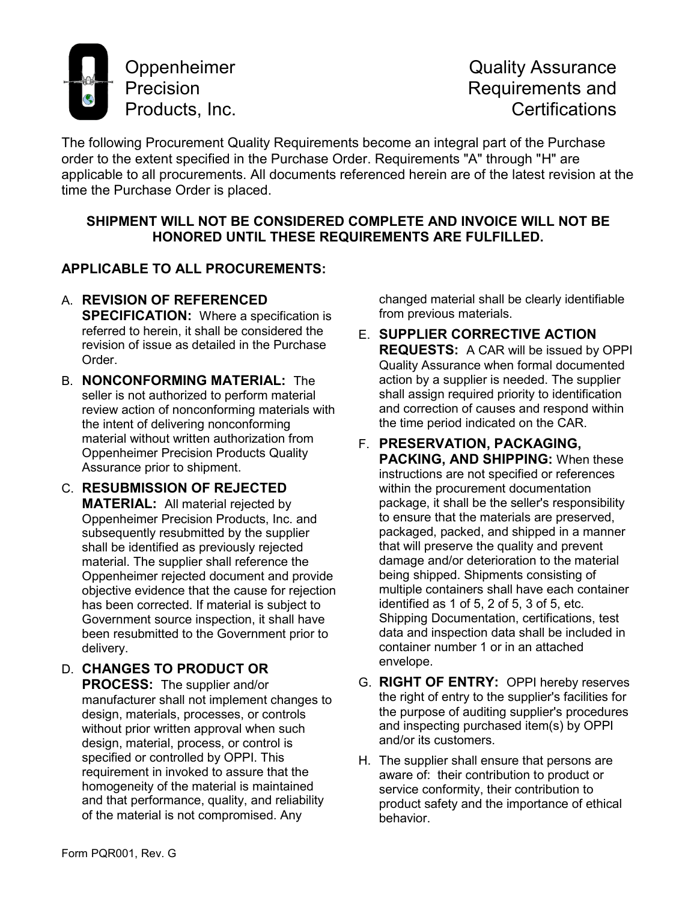# Oppenheimer Precision Products, Inc.

# Quality Assurance Requirements and Certifications

The following Procurement Quality Requirements become an integral part of the Purchase order to the extent specified in the Purchase Order. Requirements "A" through "H" are applicable to all procurements. All documents referenced herein are of the latest revision at the time the Purchase Order is placed.

**SHIPMENT WILL NOT BE CONSIDERED COMPLETE AND INVOICE WILL NOT BE HONORED UNTIL THESE REQUIREMENTS ARE FULFILLED.**

## APPLICABLE TO ALL PROCUREMENTS:

A. **REVISION OF REFERENCED SPECIFICATION:** Where a specification is referred to herein, it shall be considered the revision of issue as detailed in the Purchase Order.

B. **NONCONFORMING MATERIAL:** The seller is not authorized to perform material review action of nonconforming materials with the intent of delivering nonconforming material without written authorization from Oppenheimer Precision Products Quality Assurance prior to shipment.

C. **RESUBMISSION OF REJECTED MATERIAL:** All material rejected by Oppenheimer Precision Products, Inc. and subsequently resubmitted by the supplier shall be identified as previously rejected material. The supplier shall reference the Oppenheimer rejected document and provide objective evidence that the cause for rejection has been corrected. If material is subject to Government source inspection, it shall have been resubmitted to the Government prior to delivery.

D. **CHANGES TO PRODUCT OR PROCESS:** The supplier and/or manufacturer shall not implement changes to design, materials, processes, or controls without prior written approval when such design, material, process, or control is specified or controlled by OPPI. This requirement in invoked to assure that the homogeneity of the material is maintained and that performance, quality, and reliability of the material is not compromised. Any changed material shall be clearly identifiable from previous materials.

E. **SUPPLIER CORRECTIVE ACTION REQUESTS:** A CAR will be issued by OPPI Quality Assurance when formal documented action by a supplier is needed. The supplier shall assign required priority to identification and correction of causes and respond within the time period indicated on the CAR.

F. **PRESERVATION, PACKAGING, PACKING, AND SHIPPING:** When these instructions are not specified or references within the procurement documentation package, it shall be the seller's responsibility to ensure that the materials are preserved, packaged, packed, and shipped in a manner that will preserve the quality and prevent damage and/or deterioration to the material being shipped. Shipments consisting of multiple containers shall have each container identified as 1 of 5, 2 of 5, 3 of 5, etc. Shipping Documentation, certifications, test data and inspection data shall be included in container number 1 or in an attached envelope.

G. **RIGHT OF ENTRY:** OPPI hereby reserves the right of entry to the supplier's facilities for the purpose of auditing supplier's procedures and inspecting purchased item(s) by OPPI and/or its customers.

H. The supplier shall ensure that persons are aware of: their contribution to product or service conformity, their contribution to product safety and the importance of ethical behavior.

Form PQR001, Rev. G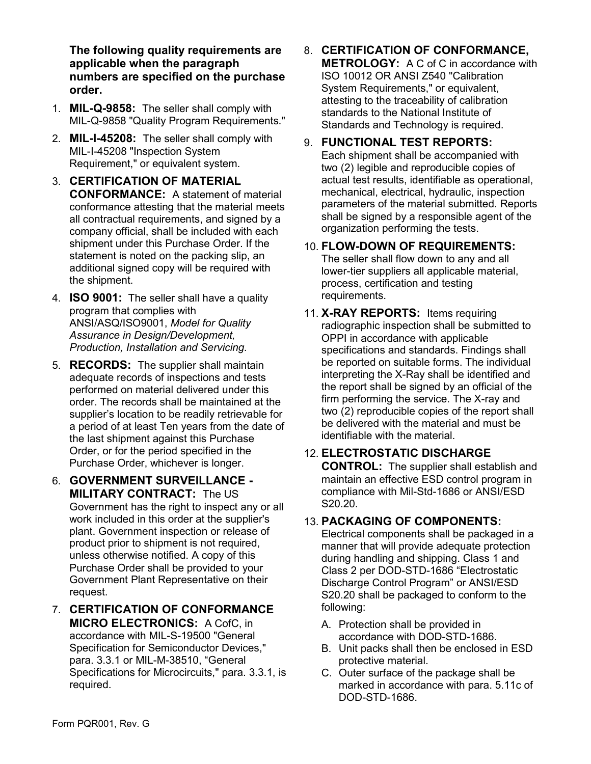**The following quality requirements are applicable when the paragraph numbers are specified on the purchase order.**

1. **MIL-Q-9858:** The seller shall comply with MIL-Q-9858 "Quality Program Requirements."
2. **MIL-I-45208:** The seller shall comply with MIL-I-45208 "Inspection System Requirement," or equivalent system.
3. **CERTIFICATION OF MATERIAL CONFORMANCE:** A statement of material conformance attesting that the material meets all contractual requirements, and signed by a company official, shall be included with each shipment under this Purchase Order. If the statement is noted on the packing slip, an additional signed copy will be required with the shipment.
4. **ISO 9001:** The seller shall have a quality program that complies with ANSI/ASQ/ISO9001, *Model for Quality Assurance in Design/Development, Production, Installation and Servicing.*
5. **RECORDS:** The supplier shall maintain adequate records of inspections and tests performed on material delivered under this order. The records shall be maintained at the supplier's location to be readily retrievable for a period of at least Ten years from the date of the last shipment against this Purchase Order, or for the period specified in the Purchase Order, whichever is longer.
6. **GOVERNMENT SURVEILLANCE - MILITARY CONTRACT:** The US Government has the right to inspect any or all work included in this order at the supplier's plant. Government inspection or release of product prior to shipment is not required, unless otherwise notified. A copy of this Purchase Order shall be provided to your Government Plant Representative on their request.
7. **CERTIFICATION OF CONFORMANCE MICRO ELECTRONICS:** A CofC, in accordance with MIL-S-19500 "General Specification for Semiconductor Devices," para. 3.3.1 or MIL-M-38510, "General Specifications for Microcircuits," para. 3.3.1, is required.
8. **CERTIFICATION OF CONFORMANCE, METROLOGY:** A C of C in accordance with ISO 10012 OR ANSI Z540 "Calibration System Requirements," or equivalent, attesting to the traceability of calibration standards to the National Institute of Standards and Technology is required.
9. **FUNCTIONAL TEST REPORTS:** Each shipment shall be accompanied with two (2) legible and reproducible copies of actual test results, identifiable as operational, mechanical, electrical, hydraulic, inspection parameters of the material submitted. Reports shall be signed by a responsible agent of the organization performing the tests.
10. **FLOW-DOWN OF REQUIREMENTS:** The seller shall flow down to any and all lower-tier suppliers all applicable material, process, certification and testing requirements.
11. **X-RAY REPORTS:** Items requiring radiographic inspection shall be submitted to OPPI in accordance with applicable specifications and standards. Findings shall be reported on suitable forms. The individual interpreting the X-Ray shall be identified and the report shall be signed by an official of the firm performing the service. The X-ray and two (2) reproducible copies of the report shall be delivered with the material and must be identifiable with the material.
12. **ELECTROSTATIC DISCHARGE CONTROL:** The supplier shall establish and maintain an effective ESD control program in compliance with Mil-Std-1686 or ANSI/ESD S20.20.
13. **PACKAGING OF COMPONENTS:** Electrical components shall be packaged in a manner that will provide adequate protection during handling and shipping. Class 1 and Class 2 per DOD-STD-1686 "Electrostatic Discharge Control Program" or ANSI/ESD S20.20 shall be packaged to conform to the following:
    - A. Protection shall be provided in accordance with DOD-STD-1686.
    - B. Unit packs shall then be enclosed in ESD protective material.
    - C. Outer surface of the package shall be marked in accordance with para. 5.11c of DOD-STD-1686.

Form PQR001, Rev. G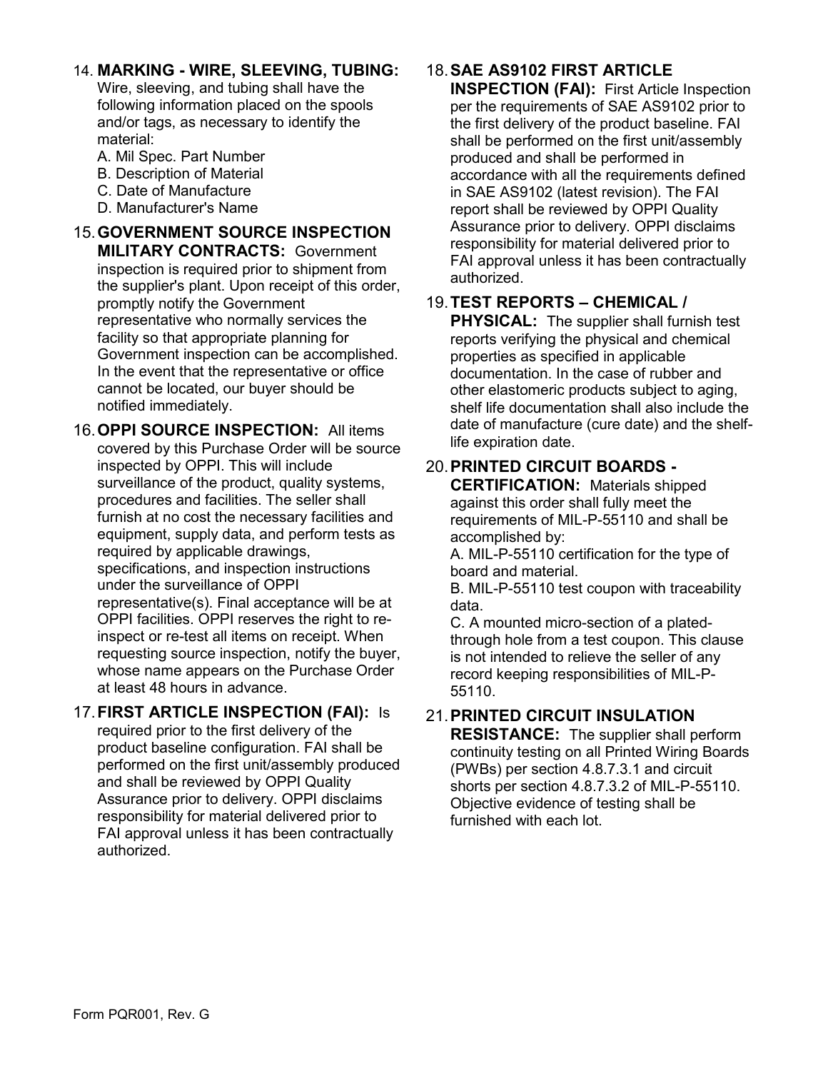14. **MARKING - WIRE, SLEEVING, TUBING:** Wire, sleeving, and tubing shall have the following information placed on the spools and/or tags, as necessary to identify the material:
    A. Mil Spec. Part Number
    B. Description of Material
    C. Date of Manufacture
    D. Manufacturer's Name

15. **GOVERNMENT SOURCE INSPECTION MILITARY CONTRACTS:** Government inspection is required prior to shipment from the supplier's plant. Upon receipt of this order, promptly notify the Government representative who normally services the facility so that appropriate planning for Government inspection can be accomplished. In the event that the representative or office cannot be located, our buyer should be notified immediately.

16. **OPPI SOURCE INSPECTION:** All items covered by this Purchase Order will be source inspected by OPPI. This will include surveillance of the product, quality systems, procedures and facilities. The seller shall furnish at no cost the necessary facilities and equipment, supply data, and perform tests as required by applicable drawings, specifications, and inspection instructions under the surveillance of OPPI representative(s). Final acceptance will be at OPPI facilities. OPPI reserves the right to re-inspect or re-test all items on receipt. When requesting source inspection, notify the buyer, whose name appears on the Purchase Order at least 48 hours in advance.

17. **FIRST ARTICLE INSPECTION (FAI):** Is required prior to the first delivery of the product baseline configuration. FAI shall be performed on the first unit/assembly produced and shall be reviewed by OPPI Quality Assurance prior to delivery. OPPI disclaims responsibility for material delivered prior to FAI approval unless it has been contractually authorized.

18. **SAE AS9102 FIRST ARTICLE INSPECTION (FAI):** First Article Inspection per the requirements of SAE AS9102 prior to the first delivery of the product baseline. FAI shall be performed on the first unit/assembly produced and shall be performed in accordance with all the requirements defined in SAE AS9102 (latest revision). The FAI report shall be reviewed by OPPI Quality Assurance prior to delivery. OPPI disclaims responsibility for material delivered prior to FAI approval unless it has been contractually authorized.

19. **TEST REPORTS – CHEMICAL / PHYSICAL:** The supplier shall furnish test reports verifying the physical and chemical properties as specified in applicable documentation. In the case of rubber and other elastomeric products subject to aging, shelf life documentation shall also include the date of manufacture (cure date) and the shelf-life expiration date.

20. **PRINTED CIRCUIT BOARDS - CERTIFICATION:** Materials shipped against this order shall fully meet the requirements of MIL-P-55110 and shall be accomplished by:
    A. MIL-P-55110 certification for the type of board and material.
    B. MIL-P-55110 test coupon with traceability data.
    C. A mounted micro-section of a plated-through hole from a test coupon. This clause is not intended to relieve the seller of any record keeping responsibilities of MIL-P-55110.

21. **PRINTED CIRCUIT INSULATION RESISTANCE:** The supplier shall perform continuity testing on all Printed Wiring Boards (PWBs) per section 4.8.7.3.1 and circuit shorts per section 4.8.7.3.2 of MIL-P-55110. Objective evidence of testing shall be furnished with each lot.

Form PQR001, Rev. G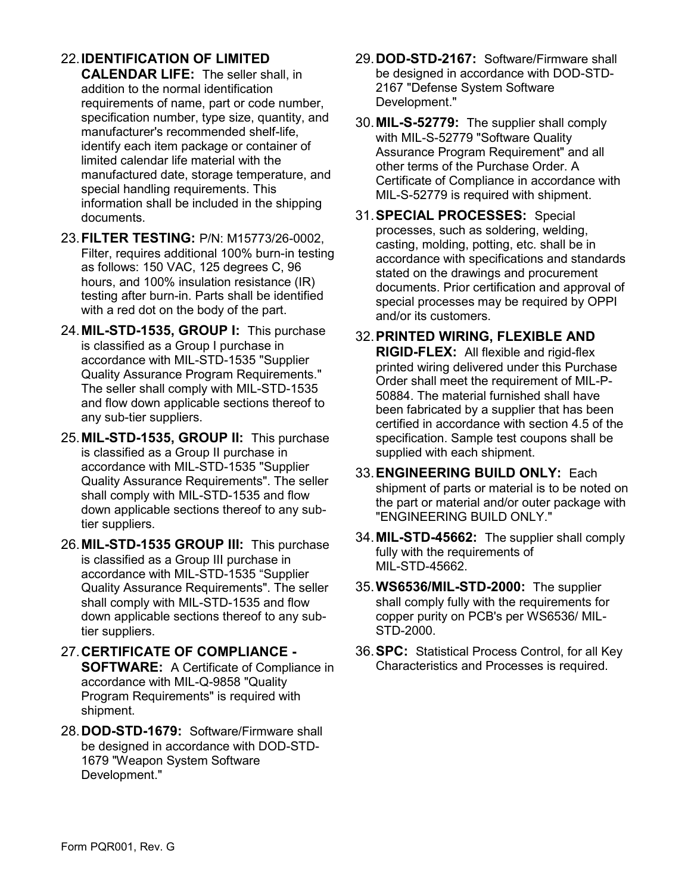22. **IDENTIFICATION OF LIMITED CALENDAR LIFE:** The seller shall, in addition to the normal identification requirements of name, part or code number, specification number, type size, quantity, and manufacturer's recommended shelf-life, identify each item package or container of limited calendar life material with the manufactured date, storage temperature, and special handling requirements. This information shall be included in the shipping documents.

23. **FILTER TESTING:** P/N: M15773/26-0002, Filter, requires additional 100% burn-in testing as follows: 150 VAC, 125 degrees C, 96 hours, and 100% insulation resistance (IR) testing after burn-in. Parts shall be identified with a red dot on the body of the part.

24. **MIL-STD-1535, GROUP I:** This purchase is classified as a Group I purchase in accordance with MIL-STD-1535 "Supplier Quality Assurance Program Requirements." The seller shall comply with MIL-STD-1535 and flow down applicable sections thereof to any sub-tier suppliers.

25. **MIL-STD-1535, GROUP II:** This purchase is classified as a Group II purchase in accordance with MIL-STD-1535 "Supplier Quality Assurance Requirements". The seller shall comply with MIL-STD-1535 and flow down applicable sections thereof to any sub-tier suppliers.

26. **MIL-STD-1535 GROUP III:** This purchase is classified as a Group III purchase in accordance with MIL-STD-1535 "Supplier Quality Assurance Requirements". The seller shall comply with MIL-STD-1535 and flow down applicable sections thereof to any sub-tier suppliers.

27. **CERTIFICATE OF COMPLIANCE - SOFTWARE:** A Certificate of Compliance in accordance with MIL-Q-9858 "Quality Program Requirements" is required with shipment.

28. **DOD-STD-1679:** Software/Firmware shall be designed in accordance with DOD-STD-1679 "Weapon System Software Development."

29. **DOD-STD-2167:** Software/Firmware shall be designed in accordance with DOD-STD-2167 "Defense System Software Development."

30. **MIL-S-52779:** The supplier shall comply with MIL-S-52779 "Software Quality Assurance Program Requirement" and all other terms of the Purchase Order. A Certificate of Compliance in accordance with MIL-S-52779 is required with shipment.

31. **SPECIAL PROCESSES:** Special processes, such as soldering, welding, casting, molding, potting, etc. shall be in accordance with specifications and standards stated on the drawings and procurement documents. Prior certification and approval of special processes may be required by OPPI and/or its customers.

32. **PRINTED WIRING, FLEXIBLE AND RIGID-FLEX:** All flexible and rigid-flex printed wiring delivered under this Purchase Order shall meet the requirement of MIL-P-50884. The material furnished shall have been fabricated by a supplier that has been certified in accordance with section 4.5 of the specification. Sample test coupons shall be supplied with each shipment.

33. **ENGINEERING BUILD ONLY:** Each shipment of parts or material is to be noted on the part or material and/or outer package with "ENGINEERING BUILD ONLY."

34. **MIL-STD-45662:** The supplier shall comply fully with the requirements of MIL-STD-45662.

35. **WS6536/MIL-STD-2000:** The supplier shall comply fully with the requirements for copper purity on PCB's per WS6536/ MIL-STD-2000.

36. **SPC:** Statistical Process Control, for all Key Characteristics and Processes is required.

Form PQR001, Rev. G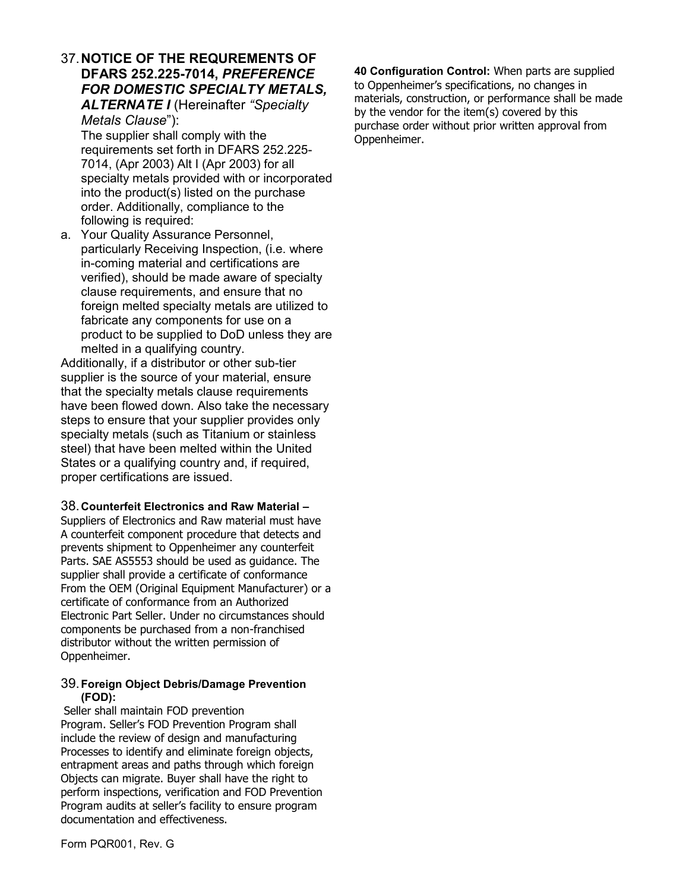37. **NOTICE OF THE REQUREMENTS OF DFARS 252.225-7014, *PREFERENCE FOR DOMESTIC SPECIALTY METALS, ALTERNATE I*** (Hereinafter *"Specialty Metals Clause*"):

The supplier shall comply with the requirements set forth in DFARS 252.225-7014, (Apr 2003) Alt I (Apr 2003) for all specialty metals provided with or incorporated into the product(s) listed on the purchase order. Additionally, compliance to the following is required:

a. Your Quality Assurance Personnel, particularly Receiving Inspection, (i.e. where in-coming material and certifications are verified), should be made aware of specialty clause requirements, and ensure that no foreign melted specialty metals are utilized to fabricate any components for use on a product to be supplied to DoD unless they are melted in a qualifying country.

Additionally, if a distributor or other sub-tier supplier is the source of your material, ensure that the specialty metals clause requirements have been flowed down. Also take the necessary steps to ensure that your supplier provides only specialty metals (such as Titanium or stainless steel) that have been melted within the United States or a qualifying country and, if required, proper certifications are issued.

38. **Counterfeit Electronics and Raw Material –**
Suppliers of Electronics and Raw material must have A counterfeit component procedure that detects and prevents shipment to Oppenheimer any counterfeit Parts. SAE AS5553 should be used as guidance. The supplier shall provide a certificate of conformance From the OEM (Original Equipment Manufacturer) or a certificate of conformance from an Authorized Electronic Part Seller. Under no circumstances should components be purchased from a non-franchised distributor without the written permission of Oppenheimer.

39. **Foreign Object Debris/Damage Prevention (FOD):**
Seller shall maintain FOD prevention Program. Seller's FOD Prevention Program shall include the review of design and manufacturing Processes to identify and eliminate foreign objects, entrapment areas and paths through which foreign Objects can migrate. Buyer shall have the right to perform inspections, verification and FOD Prevention Program audits at seller's facility to ensure program documentation and effectiveness.

**40 Configuration Control:** When parts are supplied to Oppenheimer's specifications, no changes in materials, construction, or performance shall be made by the vendor for the item(s) covered by this purchase order without prior written approval from Oppenheimer.

Form PQR001, Rev. G